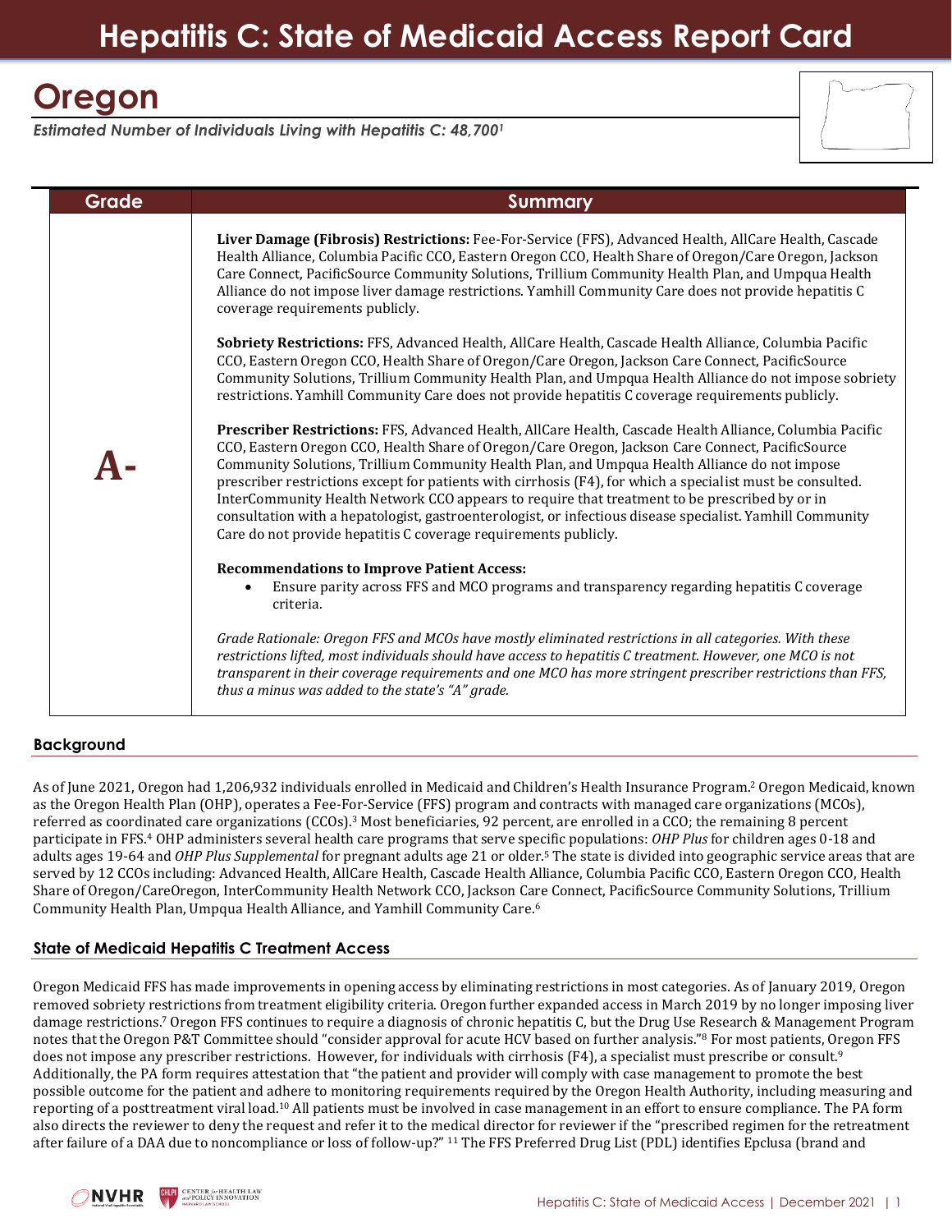# Hepatitis C: State of Medicaid Access Report Card

## Oregon

*Estimated Number of Individuals Living with Hepatitis C: 48,700[1]*

| Grade | Summary |
|---|---|
| **A-** | **Liver Damage (Fibrosis) Restrictions:** Fee-For-Service (FFS), Advanced Health, AllCare Health, Cascade Health Alliance, Columbia Pacific CCO, Eastern Oregon CCO, Health Share of Oregon/Care Oregon, Jackson Care Connect, PacificSource Community Solutions, Trillium Community Health Plan, and Umpqua Health Alliance do not impose liver damage restrictions. Yamhill Community Care does not provide hepatitis C coverage requirements publicly.<br><br>**Sobriety Restrictions:** FFS, Advanced Health, AllCare Health, Cascade Health Alliance, Columbia Pacific CCO, Eastern Oregon CCO, Health Share of Oregon/Care Oregon, Jackson Care Connect, PacificSource Community Solutions, Trillium Community Health Plan, and Umpqua Health Alliance do not impose sobriety restrictions. Yamhill Community Care does not provide hepatitis C coverage requirements publicly.<br><br>**Prescriber Restrictions:** FFS, Advanced Health, AllCare Health, Cascade Health Alliance, Columbia Pacific CCO, Eastern Oregon CCO, Health Share of Oregon/Care Oregon, Jackson Care Connect, PacificSource Community Solutions, Trillium Community Health Plan, and Umpqua Health Alliance do not impose prescriber restrictions except for patients with cirrhosis (F4), for which a specialist must be consulted. InterCommunity Health Network CCO appears to require that treatment to be prescribed by or in consultation with a hepatologist, gastroenterologist, or infectious disease specialist. Yamhill Community Care do not provide hepatitis C coverage requirements publicly.<br><br>**Recommendations to Improve Patient Access:**<br>• Ensure parity across FFS and MCO programs and transparency regarding hepatitis C coverage criteria.<br><br>*Grade Rationale: Oregon FFS and MCOs have mostly eliminated restrictions in all categories. With these restrictions lifted, most individuals should have access to hepatitis C treatment. However, one MCO is not transparent in their coverage requirements and one MCO has more stringent prescriber restrictions than FFS, thus a minus was added to the state's "A" grade.* |

### Background

As of June 2021, Oregon had 1,206,932 individuals enrolled in Medicaid and Children's Health Insurance Program.[2] Oregon Medicaid, known as the Oregon Health Plan (OHP), operates a Fee-For-Service (FFS) program and contracts with managed care organizations (MCOs), referred as coordinated care organizations (CCOs).[3] Most beneficiaries, 92 percent, are enrolled in a CCO; the remaining 8 percent participate in FFS.[4] OHP administers several health care programs that serve specific populations: *OHP Plus* for children ages 0-18 and adults ages 19-64 and *OHP Plus Supplemental* for pregnant adults age 21 or older.[5] The state is divided into geographic service areas that are served by 12 CCOs including: Advanced Health, AllCare Health, Cascade Health Alliance, Columbia Pacific CCO, Eastern Oregon CCO, Health Share of Oregon/CareOregon, InterCommunity Health Network CCO, Jackson Care Connect, PacificSource Community Solutions, Trillium Community Health Plan, Umpqua Health Alliance, and Yamhill Community Care.[6]

### State of Medicaid Hepatitis C Treatment Access

Oregon Medicaid FFS has made improvements in opening access by eliminating restrictions in most categories. As of January 2019, Oregon removed sobriety restrictions from treatment eligibility criteria. Oregon further expanded access in March 2019 by no longer imposing liver damage restrictions.[7] Oregon FFS continues to require a diagnosis of chronic hepatitis C, but the Drug Use Research & Management Program notes that the Oregon P&T Committee should "consider approval for acute HCV based on further analysis."[8] For most patients, Oregon FFS does not impose any prescriber restrictions. However, for individuals with cirrhosis (F4), a specialist must prescribe or consult.[9] Additionally, the PA form requires attestation that "the patient and provider will comply with case management to promote the best possible outcome for the patient and adhere to monitoring requirements required by the Oregon Health Authority, including measuring and reporting of a posttreatment viral load.[10] All patients must be involved in case management in an effort to ensure compliance. The PA form also directs the reviewer to deny the request and refer it to the medical director for reviewer if the "prescribed regimen for the retreatment after failure of a DAA due to noncompliance or loss of follow-up?" [11] The FFS Preferred Drug List (PDL) identifies Epclusa (brand and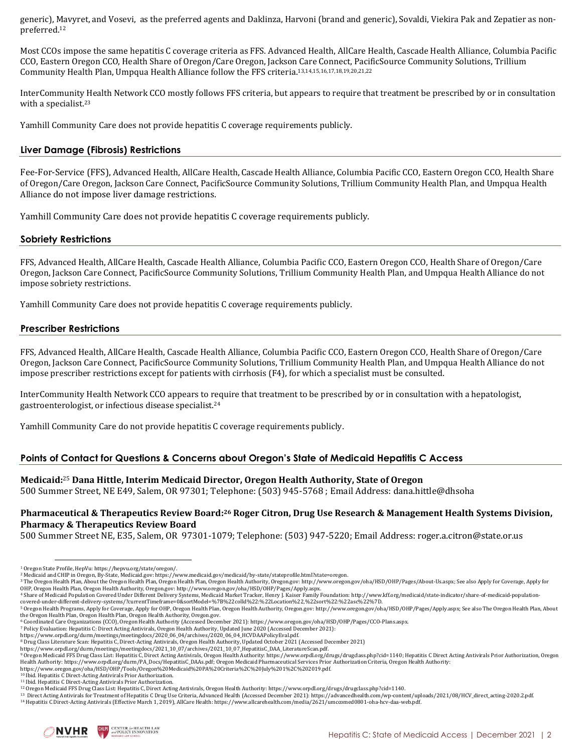generic), Mavyret, and Vosevi, as the preferred agents and Daklinza, Harvoni (brand and generic), Sovaldi, Viekira Pak and Zepatier as non-preferred.[12]

Most CCOs impose the same hepatitis C coverage criteria as FFS. Advanced Health, AllCare Health, Cascade Health Alliance, Columbia Pacific CCO, Eastern Oregon CCO, Health Share of Oregon/Care Oregon, Jackson Care Connect, PacificSource Community Solutions, Trillium Community Health Plan, Umpqua Health Alliance follow the FFS criteria.[13,14,15,16,17,18,19,20,21,22]

InterCommunity Health Network CCO mostly follows FFS criteria, but appears to require that treatment be prescribed by or in consultation with a specialist.[23]

Yamhill Community Care does not provide hepatitis C coverage requirements publicly.

## Liver Damage (Fibrosis) Restrictions

Fee-For-Service (FFS), Advanced Health, AllCare Health, Cascade Health Alliance, Columbia Pacific CCO, Eastern Oregon CCO, Health Share of Oregon/Care Oregon, Jackson Care Connect, PacificSource Community Solutions, Trillium Community Health Plan, and Umpqua Health Alliance do not impose liver damage restrictions.

Yamhill Community Care does not provide hepatitis C coverage requirements publicly.

## Sobriety Restrictions

FFS, Advanced Health, AllCare Health, Cascade Health Alliance, Columbia Pacific CCO, Eastern Oregon CCO, Health Share of Oregon/Care Oregon, Jackson Care Connect, PacificSource Community Solutions, Trillium Community Health Plan, and Umpqua Health Alliance do not impose sobriety restrictions.

Yamhill Community Care does not provide hepatitis C coverage requirements publicly.

## Prescriber Restrictions

FFS, Advanced Health, AllCare Health, Cascade Health Alliance, Columbia Pacific CCO, Eastern Oregon CCO, Health Share of Oregon/Care Oregon, Jackson Care Connect, PacificSource Community Solutions, Trillium Community Health Plan, and Umpqua Health Alliance do not impose prescriber restrictions except for patients with cirrhosis (F4), for which a specialist must be consulted.

InterCommunity Health Network CCO appears to require that treatment to be prescribed by or in consultation with a hepatologist, gastroenterologist, or infectious disease specialist.[24]

Yamhill Community Care do not provide hepatitis C coverage requirements publicly.

## Points of Contact for Questions & Concerns about Oregon's State of Medicaid Hepatitis C Access

**Medicaid:**[25] **Dana Hittle, Interim Medicaid Director, Oregon Health Authority, State of Oregon**
500 Summer Street, NE E49, Salem, OR 97301; Telephone: (503) 945-5768 ; Email Address: dana.hittle@dhsoha

**Pharmaceutical & Therapeutics Review Board:**[26] **Roger Citron, Drug Use Research & Management Health Systems Division, Pharmacy & Therapeutics Review Board**
500 Summer Street NE, E35, Salem, OR 97301-1079; Telephone: (503) 947-5220; Email Address: roger.a.citron@state.or.us

---

[1] Oregon State Profile, HepVu: https://hepvu.org/state/oregon/.
[2] Medicaid and CHIP in Oregon, By-State, Medicaid.gov: https://www.medicaid.gov/medicaid/by-state/stateprofile.html?state=oregon.
[3] The Oregon Health Plan, About the Oregon Health Plan, Oregon Health Plan, Oregon Health Authority, Oregon.gov: http://www.oregon.gov/oha/HSD/OHP/Pages/About-Us.aspx; See also Apply for Coverage, Apply for OHP, Oregon Health Plan, Oregon Health Authority, Oregon.gov: http://www.oregon.gov/oha/HSD/OHP/Pages/Apply.aspx.
[4] Share of Medicaid Population Covered Under Different Delivery Systems, Medicaid Market Tracker, Henry J. Kaiser Family Foundation: http://www.kff.org/medicaid/state-indicator/share-of-medicaid-population-covered-under-different-delivery-systems/?currentTimeframe=0&sortModel=%7B%22colId%22:%22Location%22,%22sort%22:%22asc%22%7D.
[5] Oregon Health Programs, Apply for Coverage, Apply for OHP, Oregon Health Plan, Oregon Health Authority, Oregon.gov: http://www.oregon.gov/oha/HSD/OHP/Pages/Apply.aspx; See also The Oregon Health Plan, About the Oregon Health Plan, Oregon Health Plan, Oregon Health Authority, Oregon.gov.
[6] Coordinated Care Organizations (CCO), Oregon Health Authority (Accessed December 2021): https://www.oregon.gov/oha/HSD/OHP/Pages/CCO-Plans.aspx.
[7] Policy Evaluation: Hepatitis C: Direct Acting Antivirals, Oregon Health Authority, Updated June 2020 (Accessed December 2021): https://www.orpdl.org/durm/meetings/meetingdocs/2020_06_04/archives/2020_06_04_HCVDAAPolicyEval.pdf.
[8] Drug Class Literature Scan: Hepatitis C, Direct-Acting Antivirals, Oregon Health Authority, Updated October 2021 (Accessed December 2021) https://www.orpdl.org/durm/meetings/meetingdocs/2021_10_07/archives/2021_10_07_HepatitisC_DAA_LiteratureScan.pdf.
[9] Oregon Medicaid FFS Drug Class List: Hepatitis C, Direct Acting Antivirals, Oregon Health Authority: https://www.orpdl.org/drugs/drugclass.php?cid=1140; Hepatitis C Direct Acting Antivirals Prior Authorization, Oregon Health Authority: https://www.orpdl.org/durm/PA_Docs/HepatitisC_DAAs.pdf; Oregon Medicaid Pharmaceutical Services Prior Authorization Criteria, Oregon Health Authority: https://www.oregon.gov/oha/HSD/OHP/Tools/Oregon%20Medicaid%20PA%20Criteria%2C%20July%201%2C%202019.pdf.
[10] Ibid. Hepatitis C Direct-Acting Antivirals Prior Authorization.
[11] Ibid. Hepatitis C Direct-Acting Antivirals Prior Authorization.
[12] Oregon Medicaid FFS Drug Class List: Hepatitis C, Direct Acting Antivirals, Oregon Health Authority: https://www.orpdl.org/drugs/drugclass.php?cid=1140.
[13] Direct Acting Antivirals for Treatment of Hepatitis C Drug Use Criteria, Advanced Health (Accessed December 2021): https://advancedhealth.com/wp-content/uploads/2021/08/HCV_direct_acting-2020.2.pdf.
[14] Hepatitis C Direct-Acting Antivirals (Effective March 1, 2019), AllCare Health: https://www.allcarehealth.com/media/2621/umccomed0801-oha-hcv-daa-web.pdf.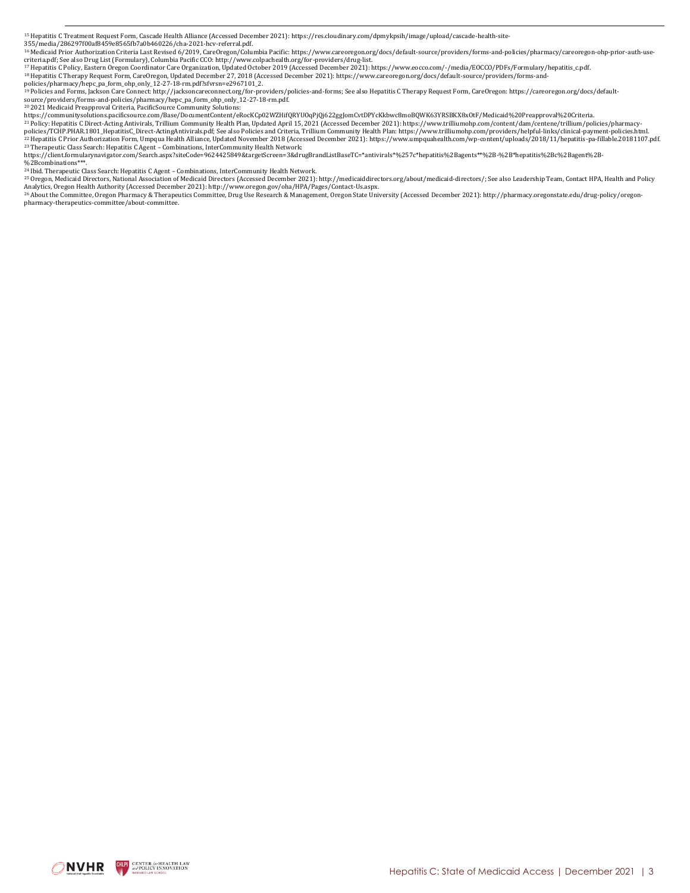[15] Hepatitis C Treatment Request Form, Cascade Health Alliance (Accessed December 2021): https://res.cloudinary.com/dpmykpsih/image/upload/cascade-health-site-355/media/286297f00af8459e8565fb7a0b460226/cha-2021-hcv-referral.pdf.

[16] Medicaid Prior Authorization Criteria Last Revised 6/2019, CareOregon/Columbia Pacific: https://www.careoregon.org/docs/default-source/providers/forms-and-policies/pharmacy/careoregon-ohp-prior-auth-use-criteria.pdf; See also Drug List (Formulary), Columbia Pacific CCO: http://www.colpachealth.org/for-providers/drug-list.

[17] Hepatitis C Policy, Eastern Oregon Coordinator Care Organization, Updated October 2019 (Accessed December 2021): https://www.eocco.com/-/media/EOCCO/PDFs/Formulary/hepatitis_c.pdf.

[18] Hepatitis C Therapy Request Form, CareOregon, Updated December 27, 2018 (Accessed December 2021): https://www.careoregon.org/docs/default-source/providers/forms-and-policies/pharmacy/hepc_pa_form_ohp_only_12-27-18-rm.pdf?sfvrsn=e2967101_2.

[19] Policies and Forms, Jackson Care Connect: http://jacksoncareconnect.org/for-providers/policies-and-forms; See also Hepatitis C Therapy Request Form, CareOregon: https://careoregon.org/docs/default-source/providers/forms-and-policies/pharmacy/hepc_pa_form_ohp_only_12-27-18-rm.pdf.

[20] 2021 Medicaid Preapproval Criteria, PacificSource Community Solutions: https://communitysolutions.pacificsource.com/Base/DocumentContent/eRocKCp02WZHifQRYUOqPjQj622ggJomCvtDPYcKkbwc8moBQWK63YRSBKX8xOtF/Medicaid%20Preapproval%20Criteria.

[21] Policy: Hepatitis C Direct-Acting Antivirals, Trillium Community Health Plan, Updated April 15, 2021 (Accessed December 2021): https://www.trilliumohp.com/content/dam/centene/trillium/policies/pharmacy-policies/TCHP.PHAR.1801_HepatitisC_Direct-ActingAntivirals.pdf; See also Policies and Criteria, Trillium Community Health Plan: https://www.trilliumohp.com/providers/helpful-links/clinical-payment-policies.html.

[22] Hepatitis C Prior Authorization Form, Umpqua Health Alliance, Updated November 2018 (Accessed December 2021): https://www.umpquahealth.com/wp-content/uploads/2018/11/hepatitis-pa-fillable.20181107.pdf.

[23] Therapeutic Class Search: Hepatitis C Agent – Combinations, InterCommunity Health Network: https://client.formularynavigator.com/Search.aspx?siteCode=9624425849&targetScreen=3&drugBrandListBaseTC=*antivirals*%257c*hepatitis%2Bagents**%2B-%2B*hepatitis%2Bc%2Bagent%2B-%2Bcombinations***.

[24] Ibid. Therapeutic Class Search: Hepatitis C Agent – Combinations, InterCommunity Health Network.

[25] Oregon, Medicaid Directors, National Association of Medicaid Directors (Accessed December 2021): http://medicaiddirectors.org/about/medicaid-directors/; See also Leadership Team, Contact HPA, Health and Policy Analytics, Oregon Health Authority (Accessed December 2021): http://www.oregon.gov/oha/HPA/Pages/Contact-Us.aspx.

[26] About the Committee, Oregon Pharmacy & Therapeutics Committee, Drug Use Research & Management, Oregon State University (Accessed December 2021): http://pharmacy.oregonstate.edu/drug-policy/oregon-pharmacy-therapeutics-committee/about-committee.